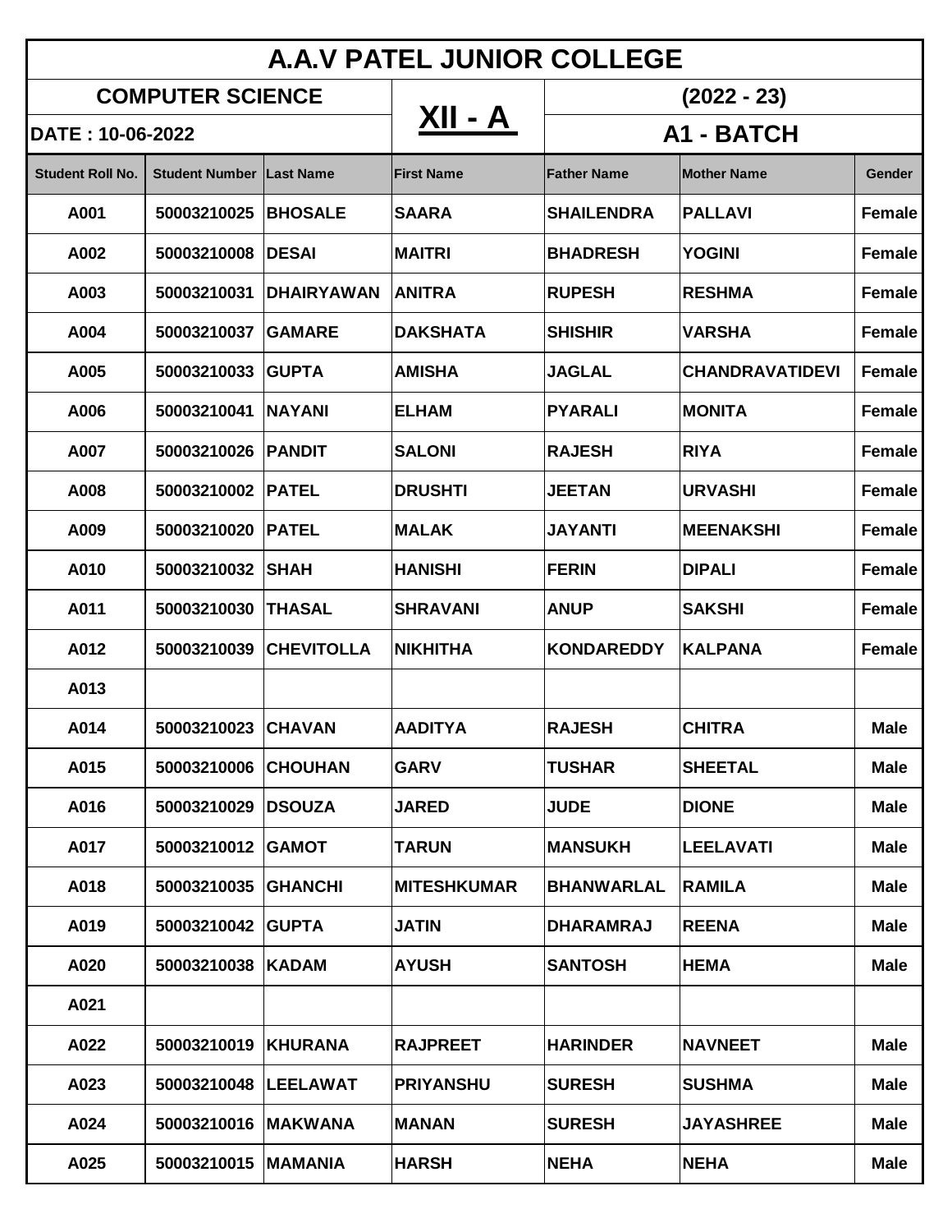# A.A.V PATEL JUNIOR COLLEGE

| COMPUTER SCIENCE | | | XII - A | (2022 - 23) | | |
|---|---|---|---|---|---|---|
| DATE : 10-06-2022 | | | | A1 - BATCH | | |
| Student Roll No. | Student Number | Last Name | First Name | Father Name | Mother Name | Gender |
| A001 | 50003210025 | BHOSALE | SAARA | SHAILENDRA | PALLAVI | Female |
| A002 | 50003210008 | DESAI | MAITRI | BHADRESH | YOGINI | Female |
| A003 | 50003210031 | DHAIRYAWAN | ANITRA | RUPESH | RESHMA | Female |
| A004 | 50003210037 | GAMARE | DAKSHATA | SHISHIR | VARSHA | Female |
| A005 | 50003210033 | GUPTA | AMISHA | JAGLAL | CHANDRAVATIDEVI | Female |
| A006 | 50003210041 | NAYANI | ELHAM | PYARALI | MONITA | Female |
| A007 | 50003210026 | PANDIT | SALONI | RAJESH | RIYA | Female |
| A008 | 50003210002 | PATEL | DRUSHTI | JEETAN | URVASHI | Female |
| A009 | 50003210020 | PATEL | MALAK | JAYANTI | MEENAKSHI | Female |
| A010 | 50003210032 | SHAH | HANISHI | FERIN | DIPALI | Female |
| A011 | 50003210030 | THASAL | SHRAVANI | ANUP | SAKSHI | Female |
| A012 | 50003210039 | CHEVITOLLA | NIKHITHA | KONDAREDDY | KALPANA | Female |
| A013 | | | | | | |
| A014 | 50003210023 | CHAVAN | AADITYA | RAJESH | CHITRA | Male |
| A015 | 50003210006 | CHOUHAN | GARV | TUSHAR | SHEETAL | Male |
| A016 | 50003210029 | DSOUZA | JARED | JUDE | DIONE | Male |
| A017 | 50003210012 | GAMOT | TARUN | MANSUKH | LEELAVATI | Male |
| A018 | 50003210035 | GHANCHI | MITESHKUMAR | BHANWARLAL | RAMILA | Male |
| A019 | 50003210042 | GUPTA | JATIN | DHARAMRAJ | REENA | Male |
| A020 | 50003210038 | KADAM | AYUSH | SANTOSH | HEMA | Male |
| A021 | | | | | | |
| A022 | 50003210019 | KHURANA | RAJPREET | HARINDER | NAVNEET | Male |
| A023 | 50003210048 | LEELAWAT | PRIYANSHU | SURESH | SUSHMA | Male |
| A024 | 50003210016 | MAKWANA | MANAN | SURESH | JAYASHREE | Male |
| A025 | 50003210015 | MAMANIA | HARSH | NEHA | NEHA | Male |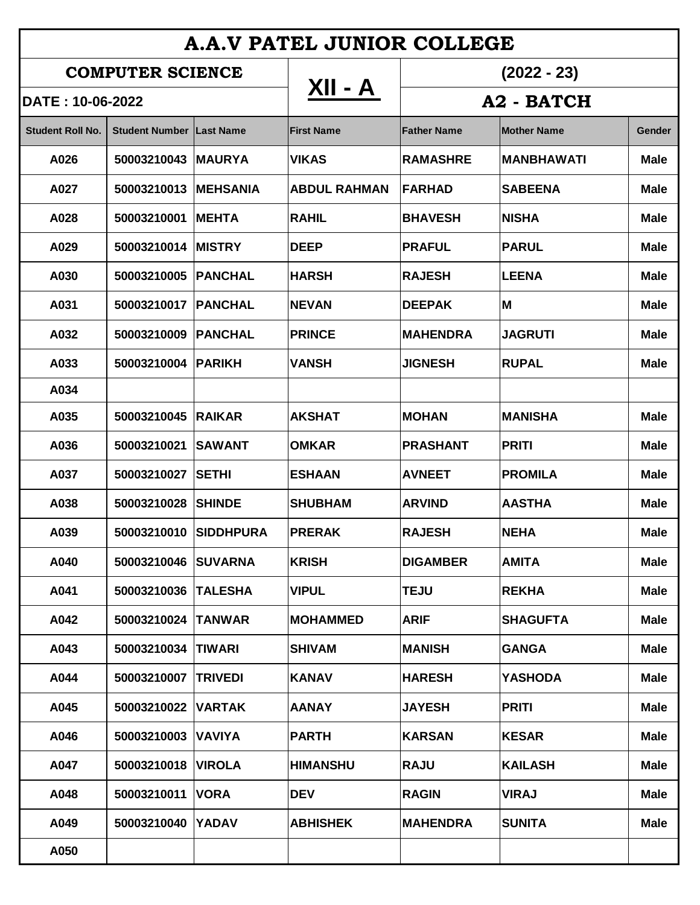# A.A.V PATEL JUNIOR COLLEGE

| COMPUTER SCIENCE | | XII - A | (2022 - 23) | | |
|---|---|---|---|---|---|
| DATE : 10-06-2022 | | | A2 - BATCH | | |

| Student Roll No. | Student Number | Last Name | First Name | Father Name | Mother Name | Gender |
|---|---|---|---|---|---|---|
| A026 | 50003210043 | MAURYA | VIKAS | RAMASHRE | MANBHAWATI | Male |
| A027 | 50003210013 | MEHSANIA | ABDUL RAHMAN | FARHAD | SABEENA | Male |
| A028 | 50003210001 | MEHTA | RAHIL | BHAVESH | NISHA | Male |
| A029 | 50003210014 | MISTRY | DEEP | PRAFUL | PARUL | Male |
| A030 | 50003210005 | PANCHAL | HARSH | RAJESH | LEENA | Male |
| A031 | 50003210017 | PANCHAL | NEVAN | DEEPAK | M | Male |
| A032 | 50003210009 | PANCHAL | PRINCE | MAHENDRA | JAGRUTI | Male |
| A033 | 50003210004 | PARIKH | VANSH | JIGNESH | RUPAL | Male |
| A034 | | | | | | |
| A035 | 50003210045 | RAIKAR | AKSHAT | MOHAN | MANISHA | Male |
| A036 | 50003210021 | SAWANT | OMKAR | PRASHANT | PRITI | Male |
| A037 | 50003210027 | SETHI | ESHAAN | AVNEET | PROMILA | Male |
| A038 | 50003210028 | SHINDE | SHUBHAM | ARVIND | AASTHA | Male |
| A039 | 50003210010 | SIDDHPURA | PRERAK | RAJESH | NEHA | Male |
| A040 | 50003210046 | SUVARNA | KRISH | DIGAMBER | AMITA | Male |
| A041 | 50003210036 | TALESHA | VIPUL | TEJU | REKHA | Male |
| A042 | 50003210024 | TANWAR | MOHAMMED | ARIF | SHAGUFTA | Male |
| A043 | 50003210034 | TIWARI | SHIVAM | MANISH | GANGA | Male |
| A044 | 50003210007 | TRIVEDI | KANAV | HARESH | YASHODA | Male |
| A045 | 50003210022 | VARTAK | AANAY | JAYESH | PRITI | Male |
| A046 | 50003210003 | VAVIYA | PARTH | KARSAN | KESAR | Male |
| A047 | 50003210018 | VIROLA | HIMANSHU | RAJU | KAILASH | Male |
| A048 | 50003210011 | VORA | DEV | RAGIN | VIRAJ | Male |
| A049 | 50003210040 | YADAV | ABHISHEK | MAHENDRA | SUNITA | Male |
| A050 | | | | | | |